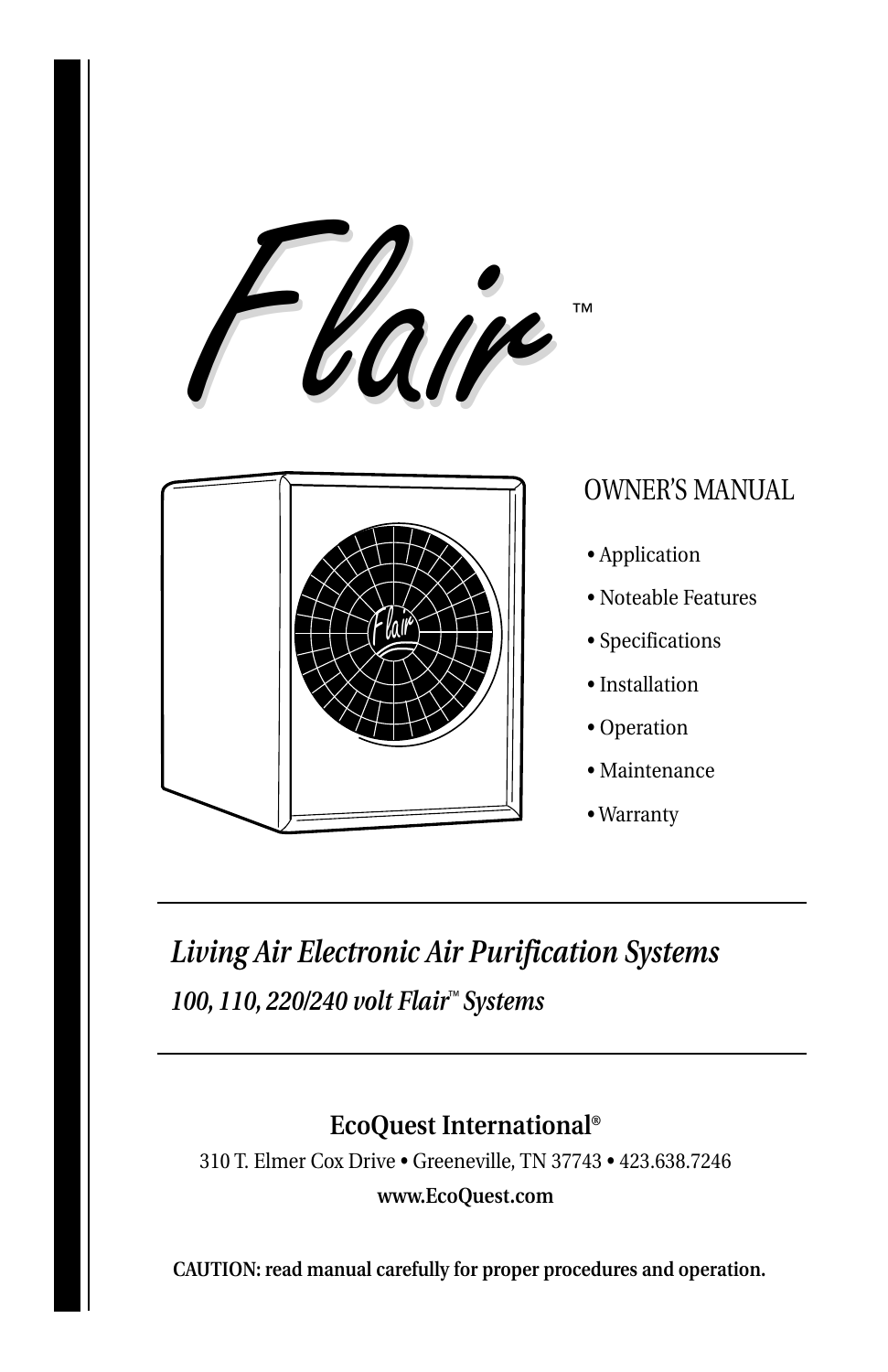# Flair™

## OWNER'S MANUAL

- Application
- Noteable Features
- Specifications
- Installation
- Operation
- Maintenance
- Warranty

---

***Living Air Electronic Air Purification Systems***

***100, 110, 220/240 volt Flair™ Systems***

---

**EcoQuest International®**

310 T. Elmer Cox Drive • Greeneville, TN 37743 • 423.638.7246

**www.EcoQuest.com**

**CAUTION: read manual carefully for proper procedures and operation.**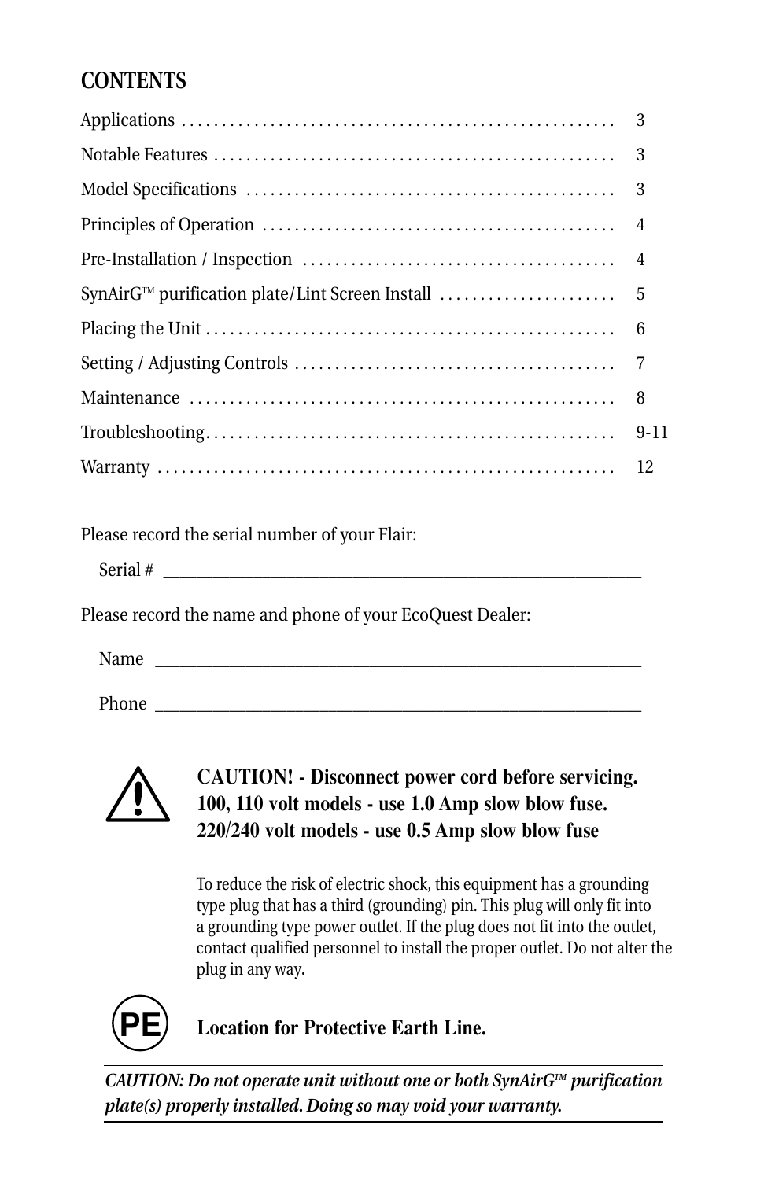## CONTENTS

| | |
|---|---|
| Applications | 3 |
| Notable Features | 3 |
| Model Specifications | 3 |
| Principles of Operation | 4 |
| Pre-Installation / Inspection | 4 |
| SynAirG™ purification plate/Lint Screen Install | 5 |
| Placing the Unit | 6 |
| Setting / Adjusting Controls | 7 |
| Maintenance | 8 |
| Troubleshooting | 9-11 |
| Warranty | 12 |

Please record the serial number of your Flair:

Serial # ______________________________________________

Please record the name and phone of your EcoQuest Dealer:

Name ______________________________________________

Phone ______________________________________________

**CAUTION! - Disconnect power cord before servicing.**
**100, 110 volt models - use 1.0 Amp slow blow fuse.**
**220/240 volt models - use 0.5 Amp slow blow fuse**

To reduce the risk of electric shock, this equipment has a grounding type plug that has a third (grounding) pin. This plug will only fit into a grounding type power outlet. If the plug does not fit into the outlet, contact qualified personnel to install the proper outlet. Do not alter the plug in any way.

PE **Location for Protective Earth Line.**

***CAUTION: Do not operate unit without one or both SynAirG™ purification plate(s) properly installed. Doing so may void your warranty.***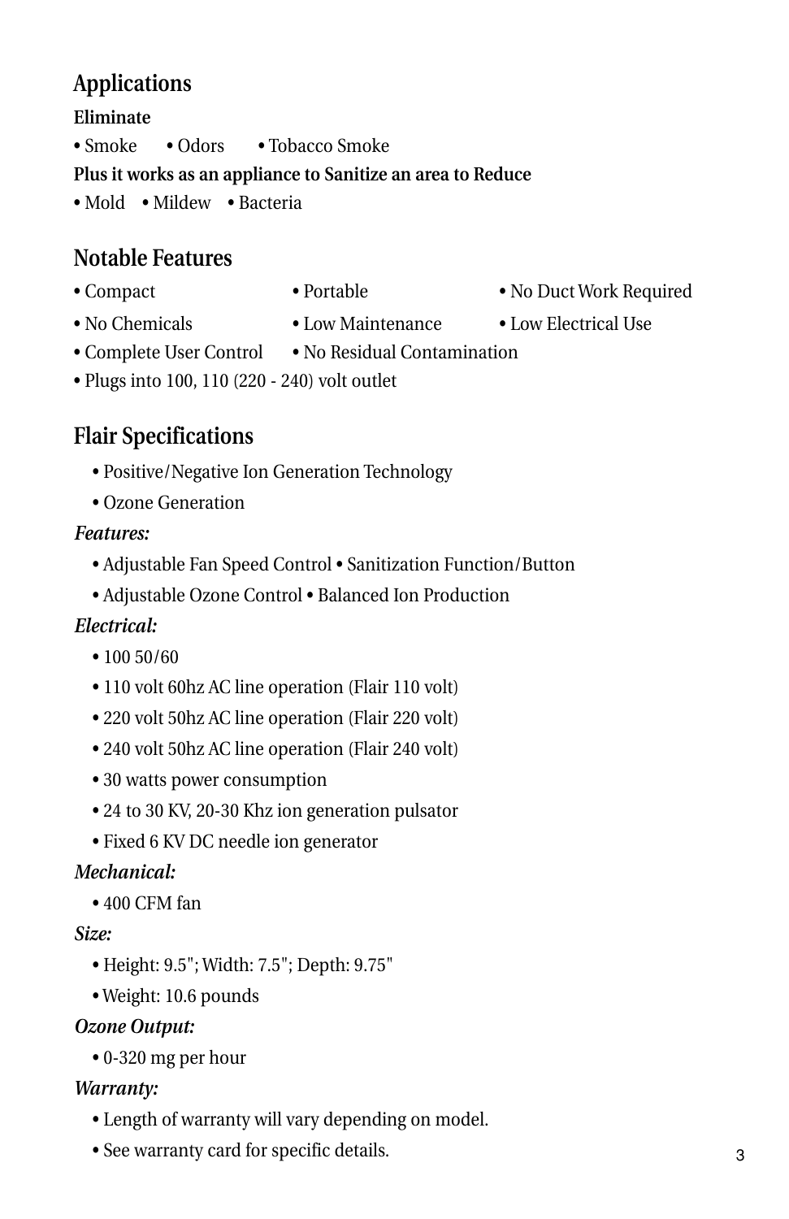## Applications

**Eliminate**

• Smoke • Odors • Tobacco Smoke

**Plus it works as an appliance to Sanitize an area to Reduce**

• Mold • Mildew • Bacteria

## Notable Features

• Compact • Portable • No Duct Work Required

• No Chemicals • Low Maintenance • Low Electrical Use

• Complete User Control • No Residual Contamination

• Plugs into 100, 110 (220 - 240) volt outlet

## Flair Specifications

- Positive/Negative Ion Generation Technology
- Ozone Generation

*Features:*

- Adjustable Fan Speed Control • Sanitization Function/Button
- Adjustable Ozone Control • Balanced Ion Production

*Electrical:*

- 100 50/60
- 110 volt 60hz AC line operation (Flair 110 volt)
- 220 volt 50hz AC line operation (Flair 220 volt)
- 240 volt 50hz AC line operation (Flair 240 volt)
- 30 watts power consumption
- 24 to 30 KV, 20-30 Khz ion generation pulsator
- Fixed 6 KV DC needle ion generator

*Mechanical:*

- 400 CFM fan

*Size:*

- Height: 9.5"; Width: 7.5"; Depth: 9.75"
- Weight: 10.6 pounds

*Ozone Output:*

- 0-320 mg per hour

*Warranty:*

- Length of warranty will vary depending on model.
- See warranty card for specific details.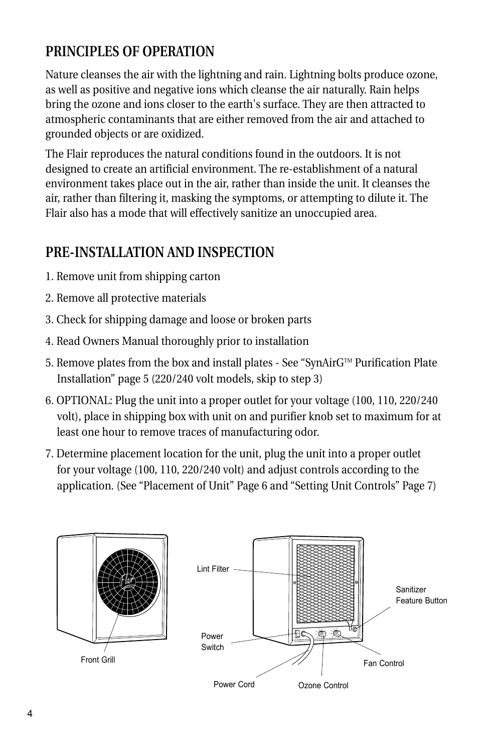## PRINCIPLES OF OPERATION

Nature cleanses the air with the lightning and rain. Lightning bolts produce ozone, as well as positive and negative ions which cleanse the air naturally. Rain helps bring the ozone and ions closer to the earth's surface. They are then attracted to atmospheric contaminants that are either removed from the air and attached to grounded objects or are oxidized.

The Flair reproduces the natural conditions found in the outdoors. It is not designed to create an artificial environment. The re-establishment of a natural environment takes place out in the air, rather than inside the unit. It cleanses the air, rather than filtering it, masking the symptoms, or attempting to dilute it. The Flair also has a mode that will effectively sanitize an unoccupied area.

## PRE-INSTALLATION AND INSPECTION

1. Remove unit from shipping carton
2. Remove all protective materials
3. Check for shipping damage and loose or broken parts
4. Read Owners Manual thoroughly prior to installation
5. Remove plates from the box and install plates - See "SynAirG™ Purification Plate Installation" page 5 (220/240 volt models, skip to step 3)
6. OPTIONAL: Plug the unit into a proper outlet for your voltage (100, 110, 220/240 volt), place in shipping box with unit on and purifier knob set to maximum for at least one hour to remove traces of manufacturing odor.
7. Determine placement location for the unit, plug the unit into a proper outlet for your voltage (100, 110, 220/240 volt) and adjust controls according to the application. (See "Placement of Unit" Page 6 and "Setting Unit Controls" Page 7)

Front Grill

Lint Filter

Sanitizer Feature Button

Power Switch

Fan Control

Power Cord

Ozone Control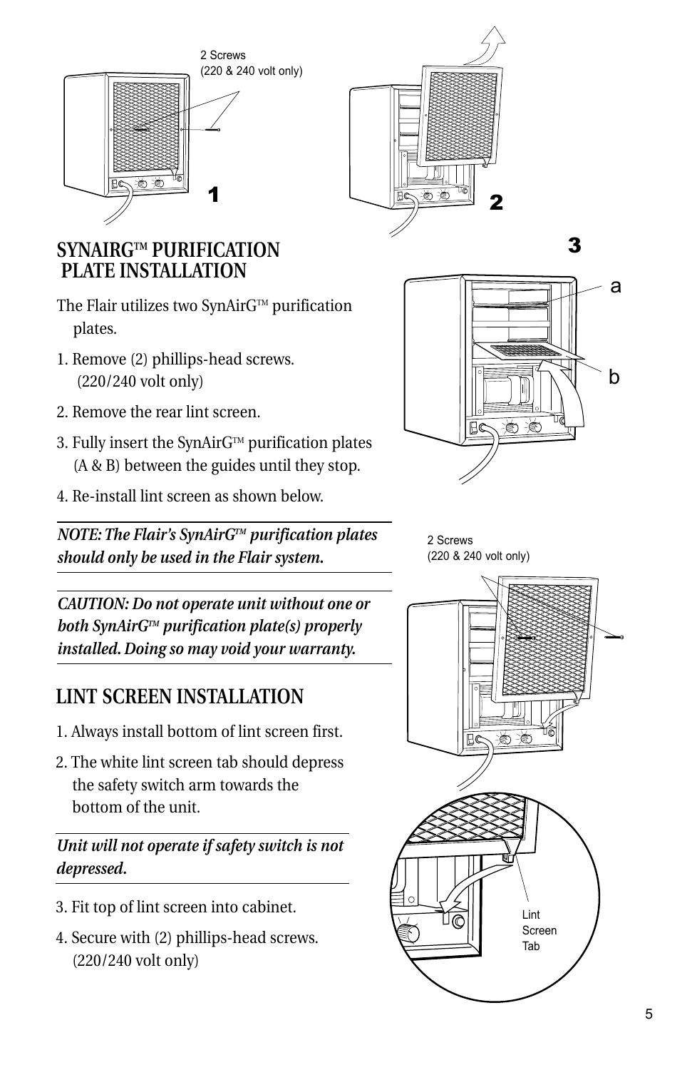## SYNAIRG™ PURIFICATION PLATE INSTALLATION

The Flair utilizes two SynAirG™ purification plates.

1. Remove (2) phillips-head screws. (220/240 volt only)
2. Remove the rear lint screen.
3. Fully insert the SynAirG™ purification plates (A & B) between the guides until they stop.
4. Re-install lint screen as shown below.

***NOTE: The Flair's SynAirG™ purification plates should only be used in the Flair system.***

***CAUTION: Do not operate unit without one or both SynAirG™ purification plate(s) properly installed. Doing so may void your warranty.***

## LINT SCREEN INSTALLATION

1. Always install bottom of lint screen first.
2. The white lint screen tab should depress the safety switch arm towards the bottom of the unit.

***Unit will not operate if safety switch is not depressed.***

3. Fit top of lint screen into cabinet.
4. Secure with (2) phillips-head screws. (220/240 volt only)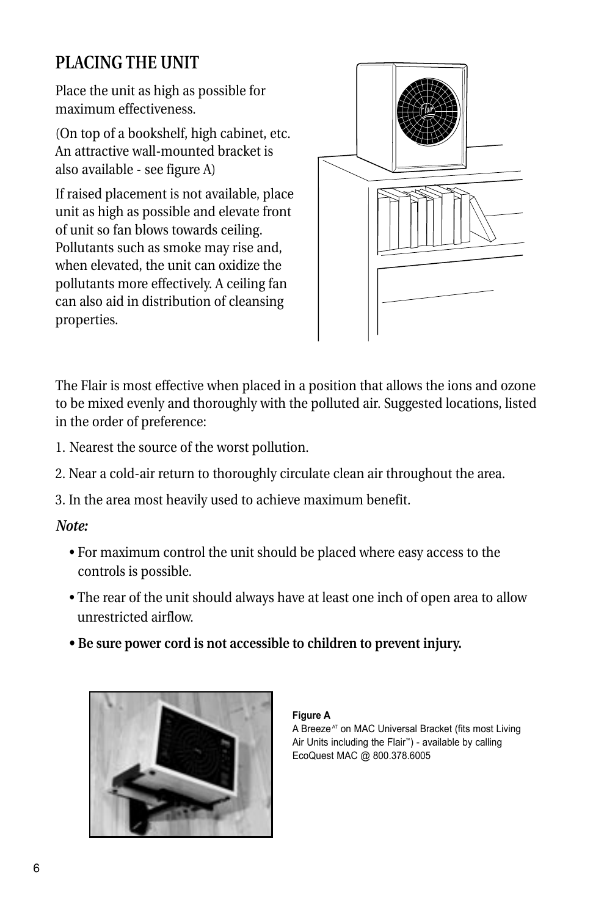## PLACING THE UNIT

Place the unit as high as possible for maximum effectiveness.

(On top of a bookshelf, high cabinet, etc. An attractive wall-mounted bracket is also available - see figure A)

If raised placement is not available, place unit as high as possible and elevate front of unit so fan blows towards ceiling. Pollutants such as smoke may rise and, when elevated, the unit can oxidize the pollutants more effectively. A ceiling fan can also aid in distribution of cleansing properties.

The Flair is most effective when placed in a position that allows the ions and ozone to be mixed evenly and thoroughly with the polluted air. Suggested locations, listed in the order of preference:

1. Nearest the source of the worst pollution.
2. Near a cold-air return to thoroughly circulate clean air throughout the area.
3. In the area most heavily used to achieve maximum benefit.

***Note:***

- For maximum control the unit should be placed where easy access to the controls is possible.
- The rear of the unit should always have at least one inch of open area to allow unrestricted airflow.
- **Be sure power cord is not accessible to children to prevent injury.**

**Figure A**
A Breeze[AT] on MAC Universal Bracket (fits most Living Air Units including the Flair™) - available by calling EcoQuest MAC @ 800.378.6005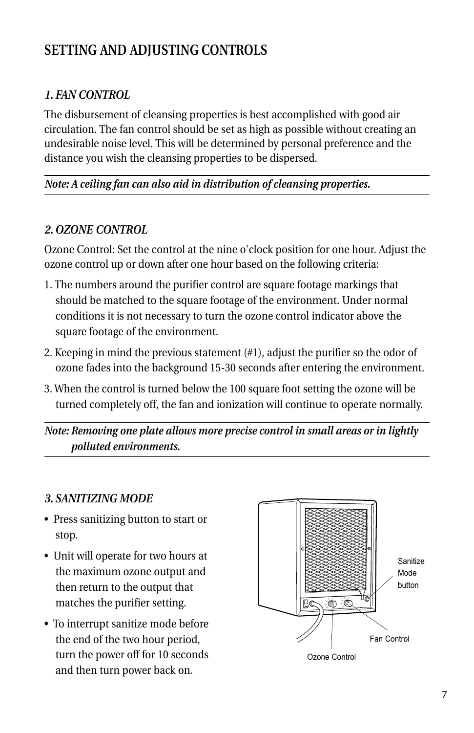## SETTING AND ADJUSTING CONTROLS

### *1. FAN CONTROL*

The disbursement of cleansing properties is best accomplished with good air circulation. The fan control should be set as high as possible without creating an undesirable noise level. This will be determined by personal preference and the distance you wish the cleansing properties to be dispersed.

***Note: A ceiling fan can also aid in distribution of cleansing properties.***

### *2. OZONE CONTROL*

Ozone Control: Set the control at the nine o'clock position for one hour. Adjust the ozone control up or down after one hour based on the following criteria:

1. The numbers around the purifier control are square footage markings that should be matched to the square footage of the environment. Under normal conditions it is not necessary to turn the ozone control indicator above the square footage of the environment.
2. Keeping in mind the previous statement (#1), adjust the purifier so the odor of ozone fades into the background 15-30 seconds after entering the environment.
3. When the control is turned below the 100 square foot setting the ozone will be turned completely off, the fan and ionization will continue to operate normally.

***Note: Removing one plate allows more precise control in small areas or in lightly polluted environments.***

### *3. SANITIZING MODE*

- Press sanitizing button to start or stop.
- Unit will operate for two hours at the maximum ozone output and then return to the output that matches the purifier setting.
- To interrupt sanitize mode before the end of the two hour period, turn the power off for 10 seconds and then turn power back on.

Sanitize Mode button

Fan Control

Ozone Control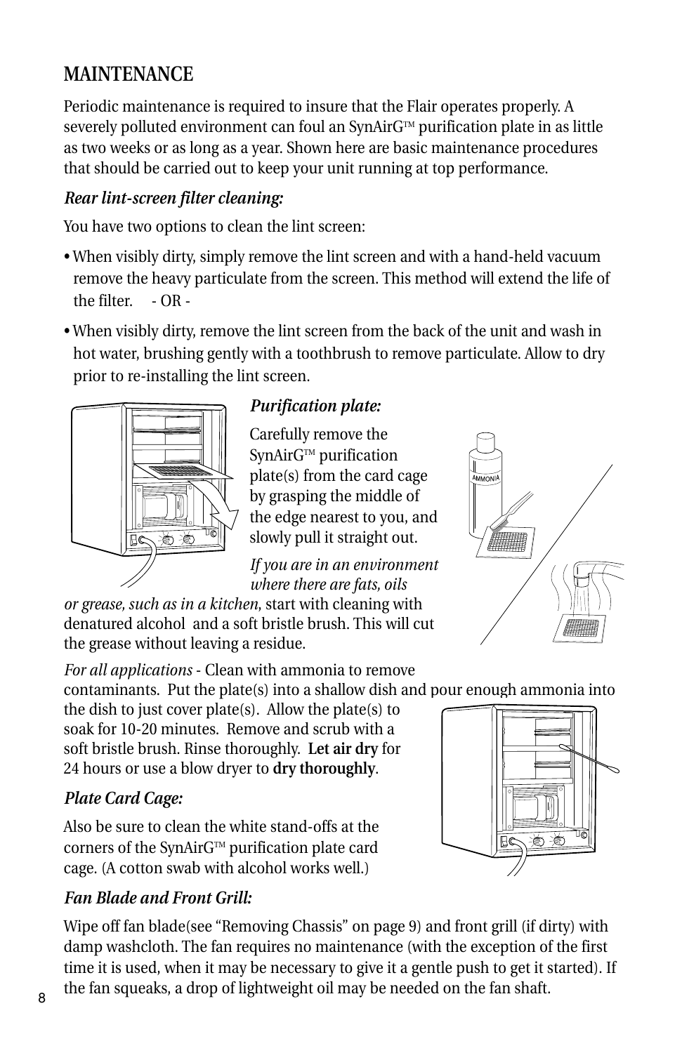# MAINTENANCE

Periodic maintenance is required to insure that the Flair operates properly. A severely polluted environment can foul an SynAirG™ purification plate in as little as two weeks or as long as a year. Shown here are basic maintenance procedures that should be carried out to keep your unit running at top performance.

***Rear lint-screen filter cleaning:***

You have two options to clean the lint screen:

- When visibly dirty, simply remove the lint screen and with a hand-held vacuum remove the heavy particulate from the screen. This method will extend the life of the filter. - OR -
- When visibly dirty, remove the lint screen from the back of the unit and wash in hot water, brushing gently with a toothbrush to remove particulate. Allow to dry prior to re-installing the lint screen.

***Purification plate:***

Carefully remove the SynAirG™ purification plate(s) from the card cage by grasping the middle of the edge nearest to you, and slowly pull it straight out.

*If you are in an environment where there are fats, oils or grease, such as in a kitchen,* start with cleaning with denatured alcohol and a soft bristle brush. This will cut the grease without leaving a residue.

*For all applications* - Clean with ammonia to remove contaminants. Put the plate(s) into a shallow dish and pour enough ammonia into the dish to just cover plate(s). Allow the plate(s) to soak for 10-20 minutes. Remove and scrub with a soft bristle brush. Rinse thoroughly. **Let air dry** for 24 hours or use a blow dryer to **dry thoroughly**.

***Plate Card Cage:***

Also be sure to clean the white stand-offs at the corners of the SynAirG™ purification plate card cage. (A cotton swab with alcohol works well.)

***Fan Blade and Front Grill:***

Wipe off fan blade(see "Removing Chassis" on page 9) and front grill (if dirty) with damp washcloth. The fan requires no maintenance (with the exception of the first time it is used, when it may be necessary to give it a gentle push to get it started). If the fan squeaks, a drop of lightweight oil may be needed on the fan shaft.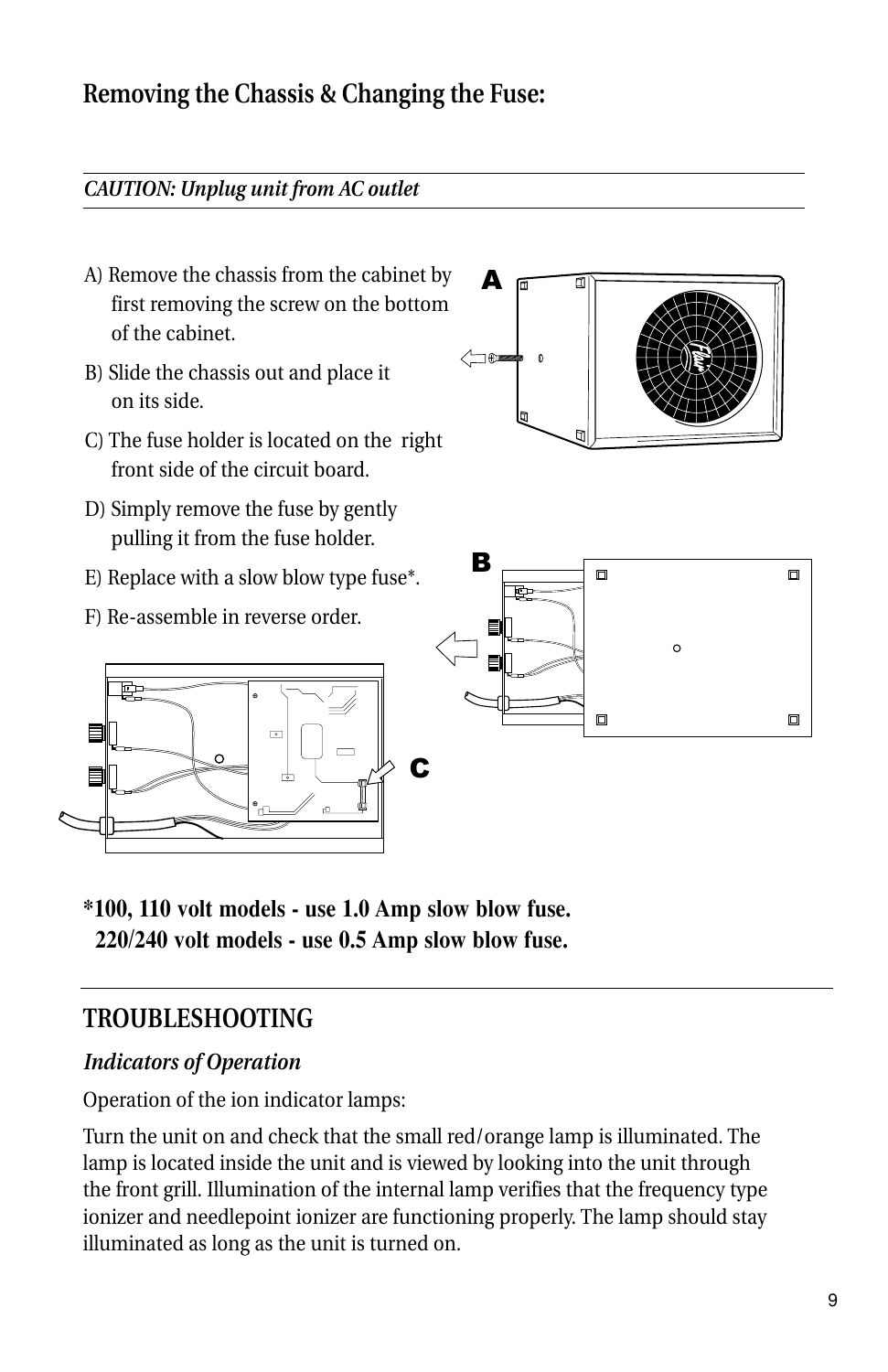## Removing the Chassis & Changing the Fuse:

*CAUTION: Unplug unit from AC outlet*

A) Remove the chassis from the cabinet by first removing the screw on the bottom of the cabinet.

B) Slide the chassis out and place it on its side.

C) The fuse holder is located on the right front side of the circuit board.

D) Simply remove the fuse by gently pulling it from the fuse holder.

E) Replace with a slow blow type fuse*.

F) Re-assemble in reverse order.

**\*100, 110 volt models - use 1.0 Amp slow blow fuse.**
**220/240 volt models - use 0.5 Amp slow blow fuse.**

## TROUBLESHOOTING

### *Indicators of Operation*

Operation of the ion indicator lamps:

Turn the unit on and check that the small red/orange lamp is illuminated. The lamp is located inside the unit and is viewed by looking into the unit through the front grill. Illumination of the internal lamp verifies that the frequency type ionizer and needlepoint ionizer are functioning properly. The lamp should stay illuminated as long as the unit is turned on.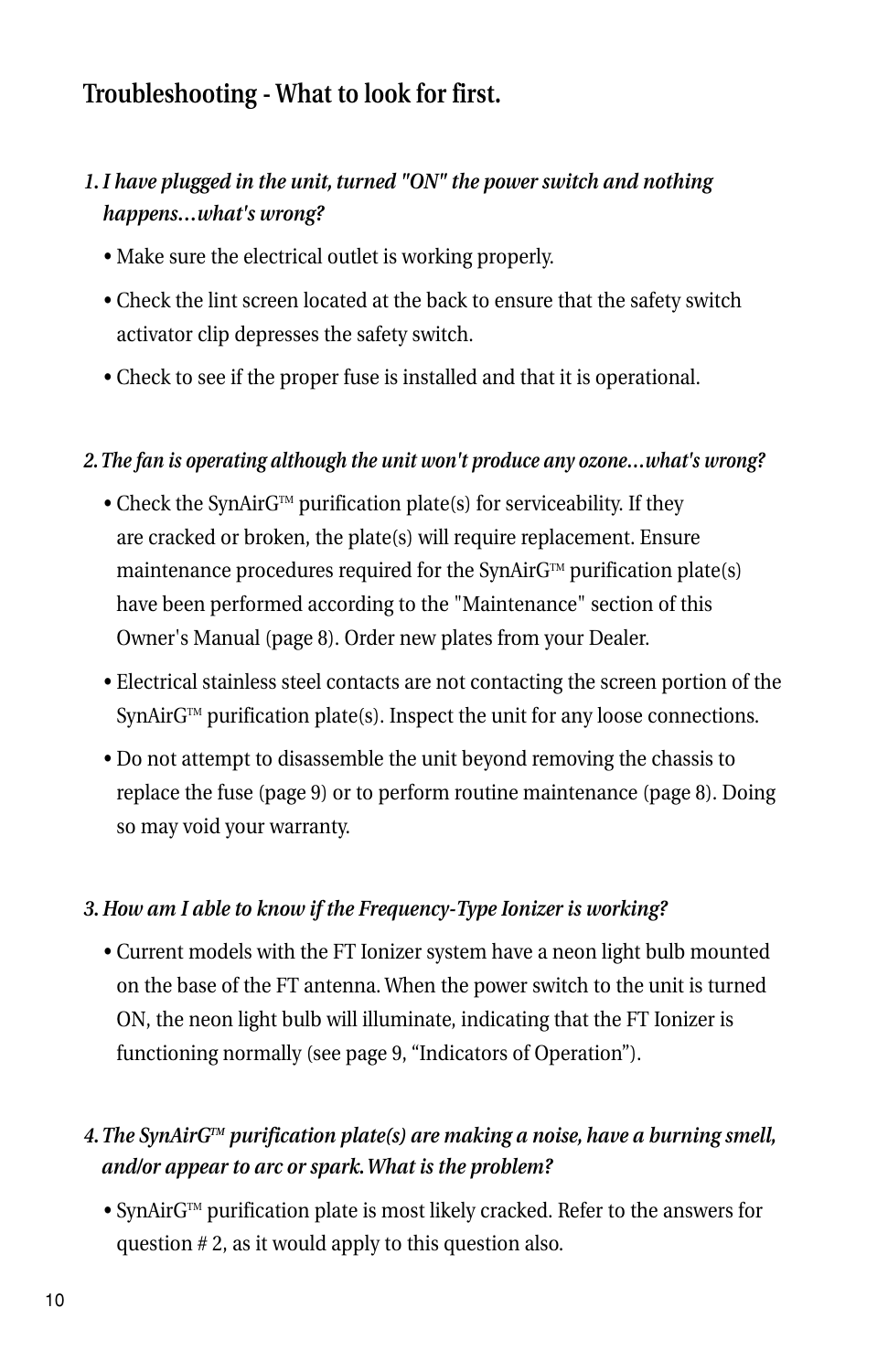## Troubleshooting - What to look for first.

*1. I have plugged in the unit, turned "ON" the power switch and nothing happens…what's wrong?*

- Make sure the electrical outlet is working properly.
- Check the lint screen located at the back to ensure that the safety switch activator clip depresses the safety switch.
- Check to see if the proper fuse is installed and that it is operational.

*2. The fan is operating although the unit won't produce any ozone…what's wrong?*

- Check the SynAirG™ purification plate(s) for serviceability. If they are cracked or broken, the plate(s) will require replacement. Ensure maintenance procedures required for the SynAirG™ purification plate(s) have been performed according to the "Maintenance" section of this Owner's Manual (page 8). Order new plates from your Dealer.
- Electrical stainless steel contacts are not contacting the screen portion of the SynAirG™ purification plate(s). Inspect the unit for any loose connections.
- Do not attempt to disassemble the unit beyond removing the chassis to replace the fuse (page 9) or to perform routine maintenance (page 8). Doing so may void your warranty.

*3. How am I able to know if the Frequency-Type Ionizer is working?*

- Current models with the FT Ionizer system have a neon light bulb mounted on the base of the FT antenna. When the power switch to the unit is turned ON, the neon light bulb will illuminate, indicating that the FT Ionizer is functioning normally (see page 9, "Indicators of Operation").

*4. The SynAirG™ purification plate(s) are making a noise, have a burning smell, and/or appear to arc or spark. What is the problem?*

- SynAirG™ purification plate is most likely cracked. Refer to the answers for question # 2, as it would apply to this question also.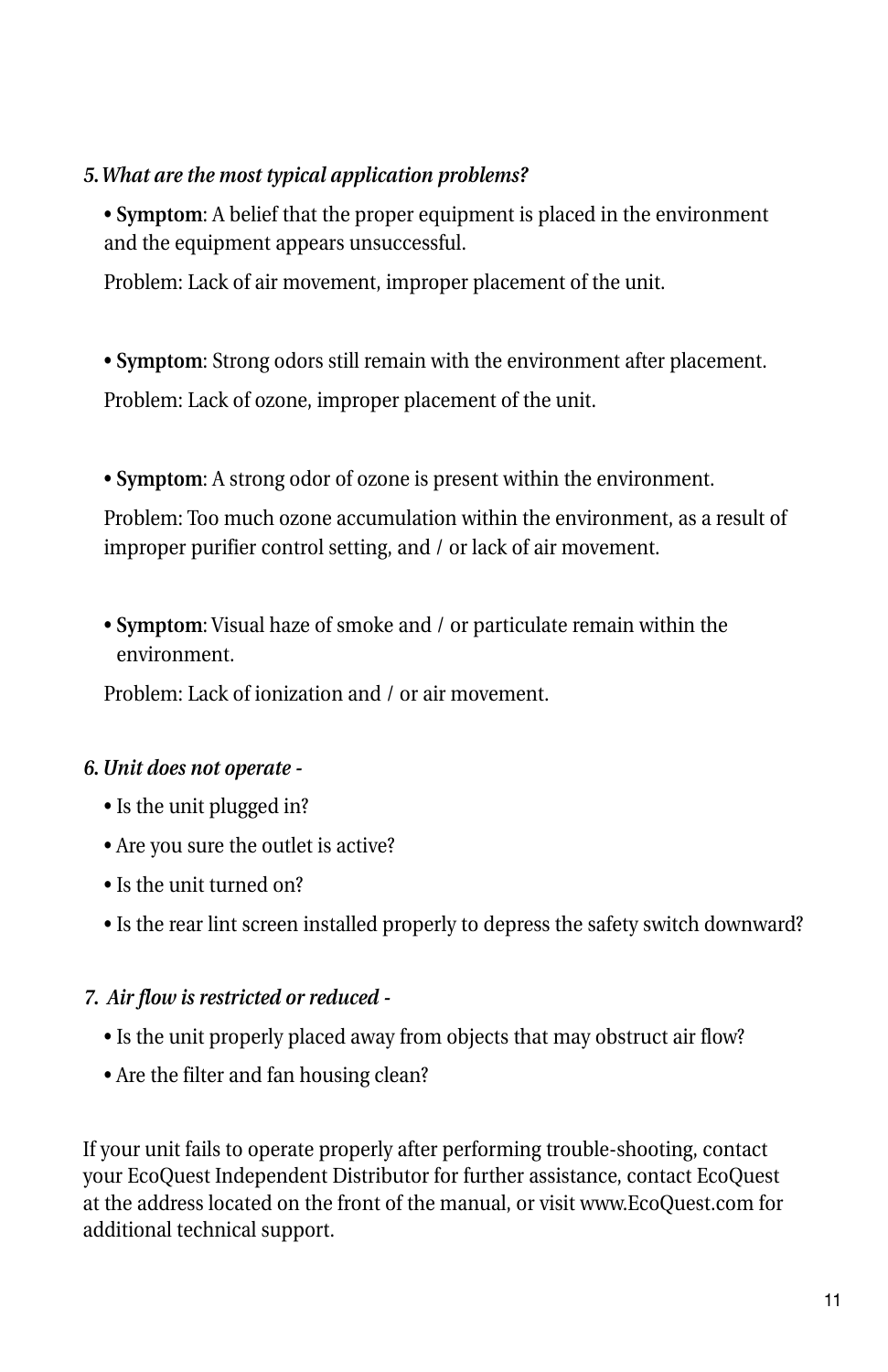*5. What are the most typical application problems?*

- **Symptom**: A belief that the proper equipment is placed in the environment and the equipment appears unsuccessful.

  Problem: Lack of air movement, improper placement of the unit.

- **Symptom**: Strong odors still remain with the environment after placement.

  Problem: Lack of ozone, improper placement of the unit.

- **Symptom**: A strong odor of ozone is present within the environment.

  Problem: Too much ozone accumulation within the environment, as a result of improper purifier control setting, and / or lack of air movement.

- **Symptom**: Visual haze of smoke and / or particulate remain within the environment.

  Problem: Lack of ionization and / or air movement.

*6. Unit does not operate -*

- Is the unit plugged in?
- Are you sure the outlet is active?
- Is the unit turned on?
- Is the rear lint screen installed properly to depress the safety switch downward?

*7. Air flow is restricted or reduced -*

- Is the unit properly placed away from objects that may obstruct air flow?
- Are the filter and fan housing clean?

If your unit fails to operate properly after performing trouble-shooting, contact your EcoQuest Independent Distributor for further assistance, contact EcoQuest at the address located on the front of the manual, or visit www.EcoQuest.com for additional technical support.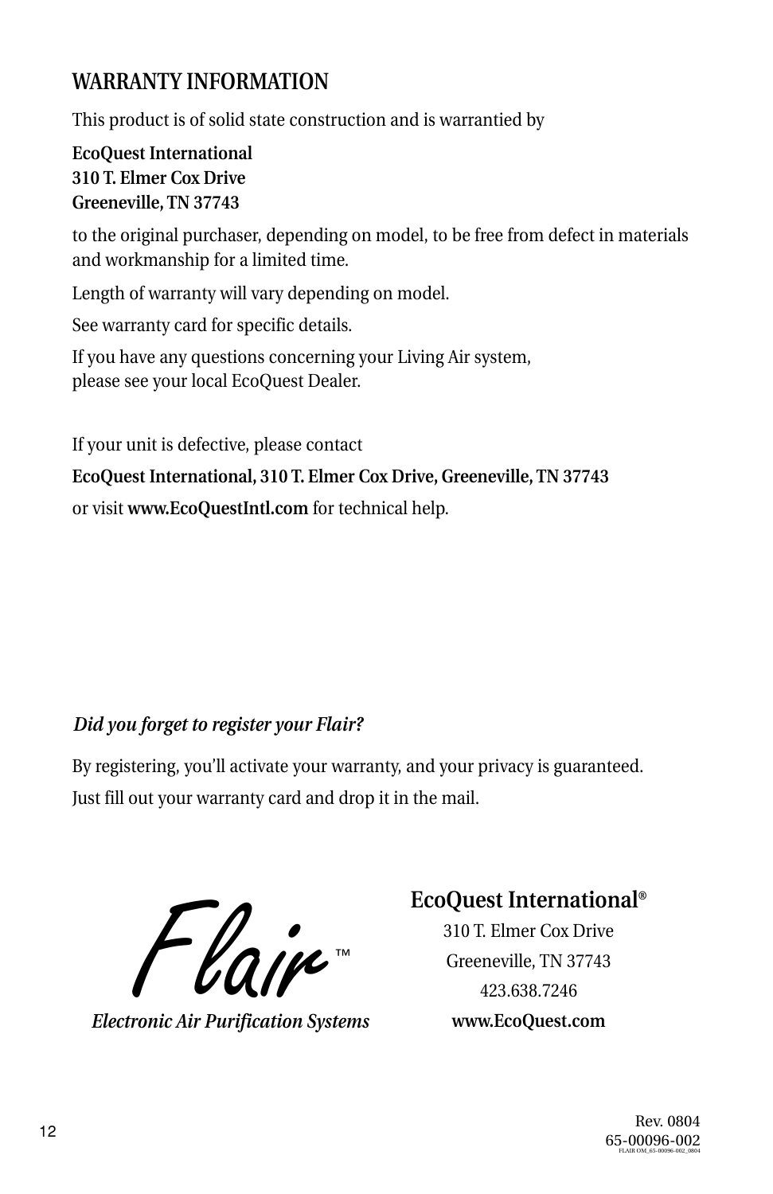## WARRANTY INFORMATION

This product is of solid state construction and is warrantied by

**EcoQuest International**
**310 T. Elmer Cox Drive**
**Greeneville, TN 37743**

to the original purchaser, depending on model, to be free from defect in materials and workmanship for a limited time.

Length of warranty will vary depending on model.

See warranty card for specific details.

If you have any questions concerning your Living Air system, please see your local EcoQuest Dealer.

If your unit is defective, please contact

**EcoQuest International, 310 T. Elmer Cox Drive, Greeneville, TN 37743**

or visit **www.EcoQuestIntl.com** for technical help.

***Did you forget to register your Flair?***

By registering, you'll activate your warranty, and your privacy is guaranteed.

Just fill out your warranty card and drop it in the mail.

Flair™

*Electronic Air Purification Systems*

**EcoQuest International®**
310 T. Elmer Cox Drive
Greeneville, TN 37743
423.638.7246
**www.EcoQuest.com**

Rev. 0804
65-00096-002
FLAIR OM_65-00096-002_0804